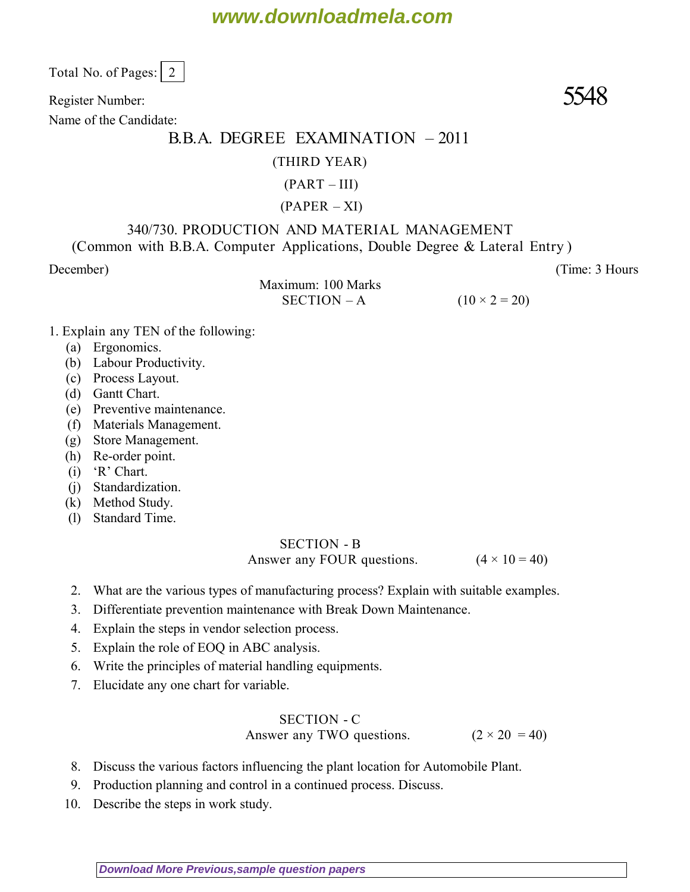Total No. of Pages: 2

Register Number: **5548**

Name of the Candidate:

# B.B.A. DEGREE EXAMINATION – 2011

(THIRD YEAR)

(PART – III)

(PAPER – XI)

## 340/730. PRODUCTION AND MATERIAL MANAGEMENT

(Common with B.B.A. Computer Applications, Double Degree & Lateral Entry )

December) (Time: 3 Hours

Maximum: 100 Marks

### SECTION – A (10 × 2 = 20)

1. Explain any TEN of the following:
   - (a) Ergonomics.
   - (b) Labour Productivity.
   - (c) Process Layout.
   - (d) Gantt Chart.
   - (e) Preventive maintenance.
   - (f) Materials Management.
   - (g) Store Management.
   - (h) Re-order point.
   - (i) 'R' Chart.
   - (j) Standardization.
   - (k) Method Study.
   - (l) Standard Time.

### SECTION - B

Answer any FOUR questions. (4 × 10 = 40)

2. What are the various types of manufacturing process? Explain with suitable examples.
3. Differentiate prevention maintenance with Break Down Maintenance.
4. Explain the steps in vendor selection process.
5. Explain the role of EOQ in ABC analysis.
6. Write the principles of material handling equipments.
7. Elucidate any one chart for variable.

### SECTION - C

Answer any TWO questions. (2 × 20 = 40)

8. Discuss the various factors influencing the plant location for Automobile Plant.
9. Production planning and control in a continued process. Discuss.
10. Describe the steps in work study.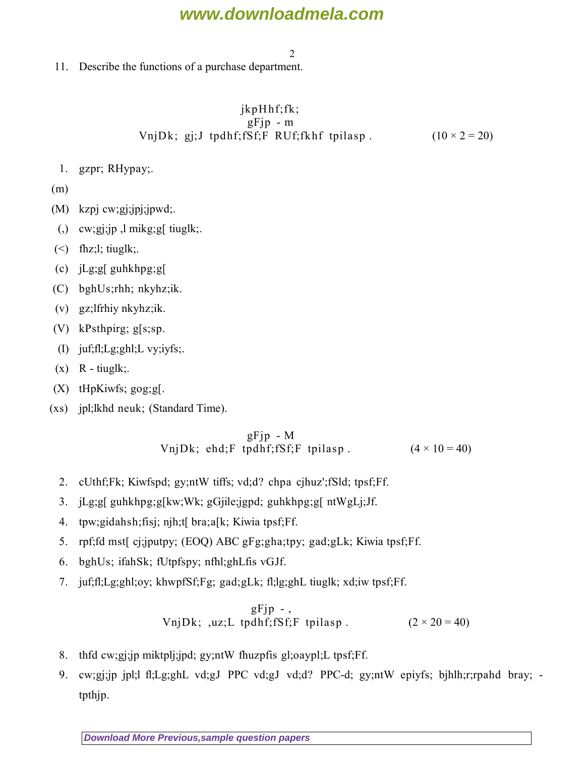11. Describe the functions of a purchase department.

jkpHhf;fk;
gFjp - m
VnjDk; gj;J tpdhf;fSf;F RUf;fkhf tpilasp. (10 × 2 = 20)

1. gzpr; RHypay;.

(m)

(M) kzpj cw;gj;jpj;jpwd;.

(,) cw;gj;jp ,l mikg;g[ tiuglk;.

(<) fhz;l; tiuglk;.

(c) jLg;g[ guhkhpg;g[

(C) bghUs;rhh; nkyhz;ik.

(v) gz;lfrhiy nkyhz;ik.

(V) kPsthpirg; g[s;sp.

(I) juf;fl;Lg;ghl;L vy;iyfs;.

(x) R - tiuglk;.

(X) tHpKiwfs; gog;g[.

(xs) jpl;lkhd neuk; (Standard Time).

gFjp - M
VnjDk; ehd;F tpdhf;fSf;F tpilasp. (4 × 10 = 40)

2. cUthf;Fk; Kiwfspd; gy;ntW tiffs; vd;d? chpa cjhuz';fSld; tpsf;Ff.

3. jLg;g[ guhkhpg;g[kw;Wk; gGjile;jgpd; guhkhpg;g[ ntWgLj;Jf.

4. tpw;gidahsh;fisj; njh;t[ bra;a[k; Kiwia tpsf;Ff.

5. rpf;fd mst[ cj;jputpy; (EOQ) ABC gFg;gha;tpy; gad;gLk; Kiwia tpsf;Ff.

6. bghUs; ifahSk; fUtpfspy; nfhl;ghLfis vGJf.

7. juf;fl;Lg;ghl;oy; khwpfSf;Fg; gad;gLk; fl;lg;ghL tiuglk; xd;iw tpsf;Ff.

gFjp - ,
VnjDk; ,uz;L tpdhf;fSf;F tpilasp. (2 × 20 = 40)

8. thfd cw;gj;jp miktplj;jpd; gy;ntW fhuzpfis gl;oaypl;L tpsf;Ff.

9. cw;gj;jp jpl;l fl;Lg;ghL vd;gJ PPC vd;gJ vd;d? PPC-d; gy;ntW epiyfs; bjhlh;r;rpahd bray; - tpthjp.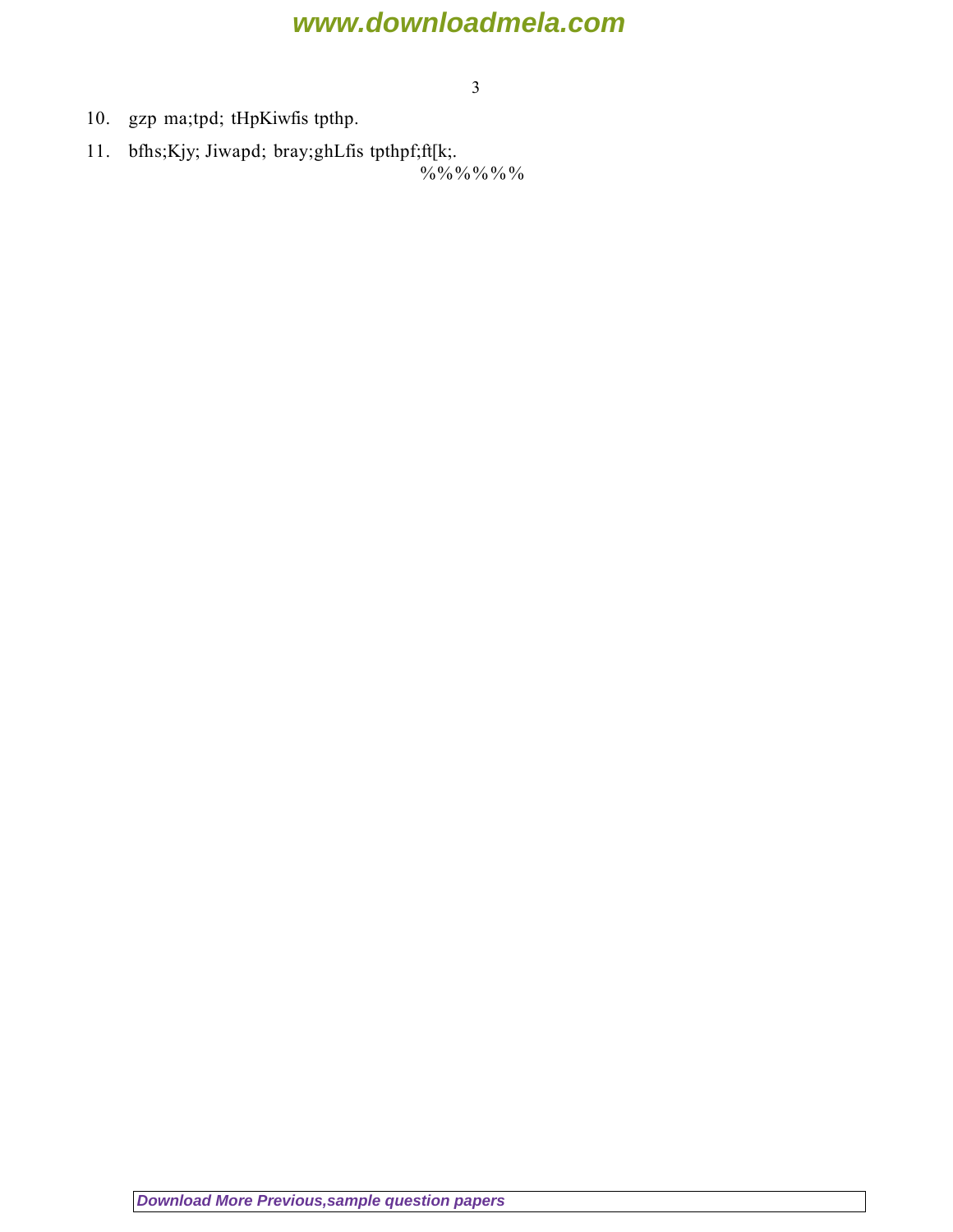10. gzp ma;tpd; tHpKiwfis tpthp.

11. bfhs;Kjy; Jiwapd; bray;ghLfis tpthpf;ft[k;.

%%%%%%